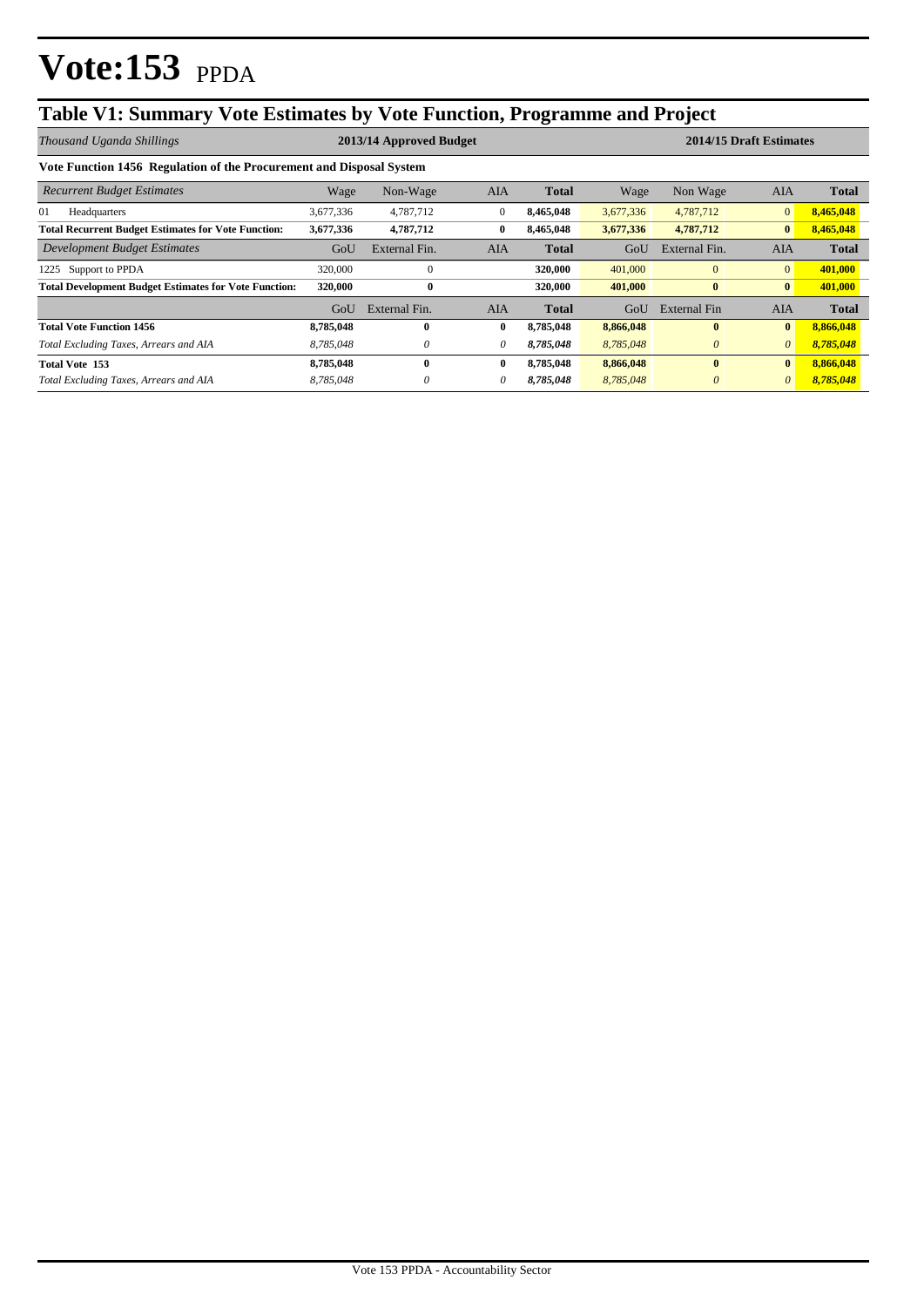# Vote:153 PPDA

## Table V1: Summary Vote Estimates by Vote Function, Programme and Project

| *Thousand Uganda Shillings* | 2013/14 Approved Budget | | | | 2014/15 Draft Estimates | | | |
|---|---|---|---|---|---|---|---|---|
| **Vote Function 1456 Regulation of the Procurement and Disposal System** | | | | | | | | |
| *Recurrent Budget Estimates* | Wage | Non-Wage | AIA | **Total** | Wage | Non Wage | AIA | **Total** |
| 01 Headquarters | 3,677,336 | 4,787,712 | 0 | **8,465,048** | 3,677,336 | 4,787,712 | 0 | **8,465,048** |
| **Total Recurrent Budget Estimates for Vote Function:** | **3,677,336** | **4,787,712** | **0** | **8,465,048** | **3,677,336** | **4,787,712** | **0** | **8,465,048** |
| *Development Budget Estimates* | GoU | External Fin. | AIA | **Total** | GoU | External Fin. | AIA | **Total** |
| 1225 Support to PPDA | 320,000 | 0 | | **320,000** | 401,000 | 0 | 0 | **401,000** |
| **Total Development Budget Estimates for Vote Function:** | **320,000** | **0** | | **320,000** | **401,000** | **0** | **0** | **401,000** |
| | GoU | External Fin. | AIA | **Total** | GoU | External Fin | AIA | **Total** |
| **Total Vote Function 1456** | **8,785,048** | **0** | **0** | **8,785,048** | **8,866,048** | **0** | **0** | **8,866,048** |
| *Total Excluding Taxes, Arrears and AIA* | *8,785,048* | *0* | *0* | ***8,785,048*** | *8,785,048* | *0* | *0* | ***8,785,048*** |
| **Total Vote 153** | **8,785,048** | **0** | **0** | **8,785,048** | **8,866,048** | **0** | **0** | **8,866,048** |
| *Total Excluding Taxes, Arrears and AIA* | *8,785,048* | *0* | *0* | ***8,785,048*** | *8,785,048* | *0* | *0* | ***8,785,048*** |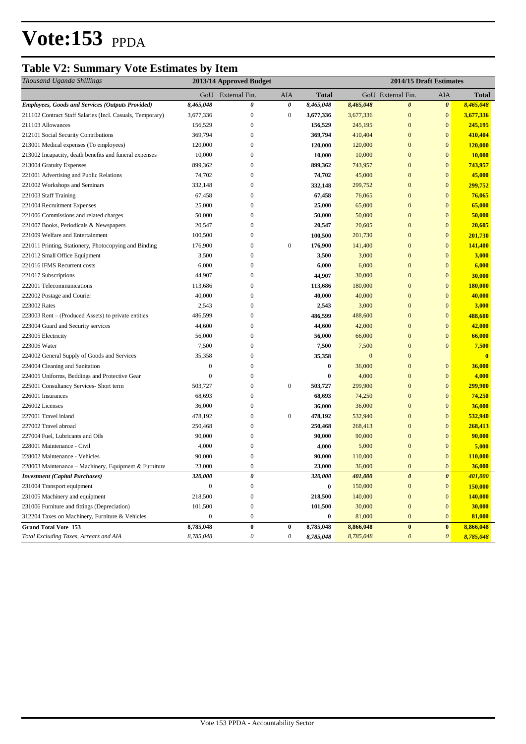# Vote:153 PPDA

## Table V2: Summary Vote Estimates by Item

| *Thousand Uganda Shillings* | 2013/14 Approved Budget | | | | 2014/15 Draft Estimates | | | |
|---|---|---|---|---|---|---|---|---|
| | GoU | External Fin. | AIA | Total | GoU | External Fin. | AIA | Total |
| ***Employees, Goods and Services (Outputs Provided)*** | ***8,465,048*** | ***0*** | ***0*** | ***8,465,048*** | ***8,465,048*** | ***0*** | ***0*** | ***8,465,048*** |
| 211102 Contract Staff Salaries (Incl. Casuals, Temporary) | 3,677,336 | 0 | 0 | **3,677,336** | 3,677,336 | 0 | 0 | **3,677,336** |
| 211103 Allowances | 156,529 | 0 | | **156,529** | 245,195 | 0 | 0 | **245,195** |
| 212101 Social Security Contributions | 369,794 | 0 | | **369,794** | 410,404 | 0 | 0 | **410,404** |
| 213001 Medical expenses (To employees) | 120,000 | 0 | | **120,000** | 120,000 | 0 | 0 | **120,000** |
| 213002 Incapacity, death benefits and funeral expenses | 10,000 | 0 | | **10,000** | 10,000 | 0 | 0 | **10,000** |
| 213004 Gratuity Expenses | 899,362 | 0 | | **899,362** | 743,957 | 0 | 0 | **743,957** |
| 221001 Advertising and Public Relations | 74,702 | 0 | | **74,702** | 45,000 | 0 | 0 | **45,000** |
| 221002 Workshops and Seminars | 332,148 | 0 | | **332,148** | 299,752 | 0 | 0 | **299,752** |
| 221003 Staff Training | 67,458 | 0 | | **67,458** | 76,065 | 0 | 0 | **76,065** |
| 221004 Recruitment Expenses | 25,000 | 0 | | **25,000** | 65,000 | 0 | 0 | **65,000** |
| 221006 Commissions and related charges | 50,000 | 0 | | **50,000** | 50,000 | 0 | 0 | **50,000** |
| 221007 Books, Periodicals & Newspapers | 20,547 | 0 | | **20,547** | 20,605 | 0 | 0 | **20,605** |
| 221009 Welfare and Entertainment | 100,500 | 0 | | **100,500** | 201,730 | 0 | 0 | **201,730** |
| 221011 Printing, Stationery, Photocopying and Binding | 176,900 | 0 | 0 | **176,900** | 141,400 | 0 | 0 | **141,400** |
| 221012 Small Office Equipment | 3,500 | 0 | | **3,500** | 3,000 | 0 | 0 | **3,000** |
| 221016 IFMS Recurrent costs | 6,000 | 0 | | **6,000** | 6,000 | 0 | 0 | **6,000** |
| 221017 Subscriptions | 44,907 | 0 | | **44,907** | 30,000 | 0 | 0 | **30,000** |
| 222001 Telecommunications | 113,686 | 0 | | **113,686** | 180,000 | 0 | 0 | **180,000** |
| 222002 Postage and Courier | 40,000 | 0 | | **40,000** | 40,000 | 0 | 0 | **40,000** |
| 223002 Rates | 2,543 | 0 | | **2,543** | 3,000 | 0 | 0 | **3,000** |
| 223003 Rent – (Produced Assets) to private entities | 486,599 | 0 | | **486,599** | 488,600 | 0 | 0 | **488,600** |
| 223004 Guard and Security services | 44,600 | 0 | | **44,600** | 42,000 | 0 | 0 | **42,000** |
| 223005 Electricity | 56,000 | 0 | | **56,000** | 66,000 | 0 | 0 | **66,000** |
| 223006 Water | 7,500 | 0 | | **7,500** | 7,500 | 0 | 0 | **7,500** |
| 224002 General Supply of Goods and Services | 35,358 | 0 | | **35,358** | 0 | 0 | | **0** |
| 224004 Cleaning and Sanitation | 0 | 0 | | **0** | 36,000 | 0 | 0 | **36,000** |
| 224005 Uniforms, Beddings and Protective Gear | 0 | 0 | | **0** | 4,000 | 0 | 0 | **4,000** |
| 225001 Consultancy Services- Short term | 503,727 | 0 | 0 | **503,727** | 299,900 | 0 | 0 | **299,900** |
| 226001 Insurances | 68,693 | 0 | | **68,693** | 74,250 | 0 | 0 | **74,250** |
| 226002 Licenses | 36,000 | 0 | | **36,000** | 36,000 | 0 | 0 | **36,000** |
| 227001 Travel inland | 478,192 | 0 | 0 | **478,192** | 532,940 | 0 | 0 | **532,940** |
| 227002 Travel abroad | 250,468 | 0 | | **250,468** | 268,413 | 0 | 0 | **268,413** |
| 227004 Fuel, Lubricants and Oils | 90,000 | 0 | | **90,000** | 90,000 | 0 | 0 | **90,000** |
| 228001 Maintenance - Civil | 4,000 | 0 | | **4,000** | 5,000 | 0 | 0 | **5,000** |
| 228002 Maintenance - Vehicles | 90,000 | 0 | | **90,000** | 110,000 | 0 | 0 | **110,000** |
| 228003 Maintenance – Machinery, Equipment & Furniture | 23,000 | 0 | | **23,000** | 36,000 | 0 | 0 | **36,000** |
| ***Investment (Capital Purchases)*** | ***320,000*** | ***0*** | | ***320,000*** | ***401,000*** | ***0*** | ***0*** | ***401,000*** |
| 231004 Transport equipment | 0 | 0 | | **0** | 150,000 | 0 | 0 | **150,000** |
| 231005 Machinery and equipment | 218,500 | 0 | | **218,500** | 140,000 | 0 | 0 | **140,000** |
| 231006 Furniture and fittings (Depreciation) | 101,500 | 0 | | **101,500** | 30,000 | 0 | 0 | **30,000** |
| 312204 Taxes on Machinery, Furniture & Vehicles | 0 | 0 | | **0** | 81,000 | 0 | 0 | **81,000** |
| **Grand Total Vote 153** | **8,785,048** | **0** | **0** | **8,785,048** | **8,866,048** | **0** | **0** | **8,866,048** |
| *Total Excluding Taxes, Arrears and AIA* | *8,785,048* | *0* | *0* | ***8,785,048*** | *8,785,048* | *0* | *0* | ***8,785,048*** |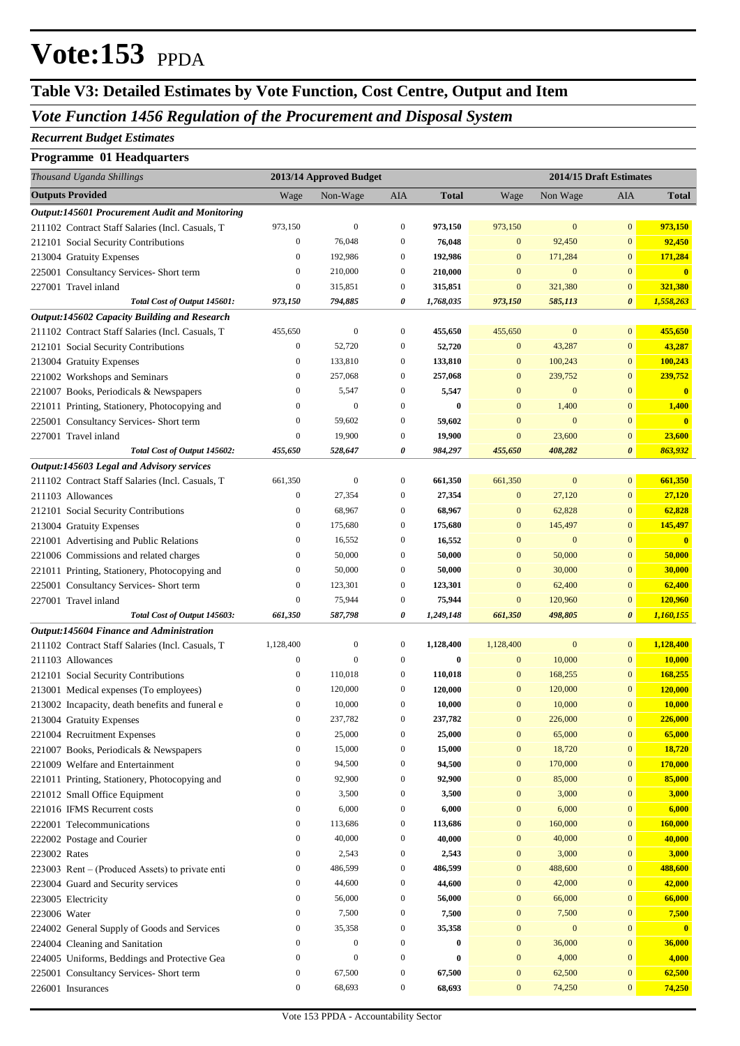# Vote:153 PPDA

## Table V3: Detailed Estimates by Vote Function, Cost Centre, Output and Item

### *Vote Function 1456 Regulation of the Procurement and Disposal System*

***Recurrent Budget Estimates***

**Programme 01 Headquarters**

| *Thousand Uganda Shillings* | 2013/14 Approved Budget | | | | 2014/15 Draft Estimates | | | |
|---|---|---|---|---|---|---|---|---|
| **Outputs Provided** | Wage | Non-Wage | AIA | **Total** | Wage | Non Wage | AIA | **Total** |
| ***Output:145601 Procurement Audit and Monitoring*** | | | | | | | | |
| 211102 Contract Staff Salaries (Incl. Casuals, T | 973,150 | 0 | 0 | **973,150** | 973,150 | 0 | 0 | **973,150** |
| 212101 Social Security Contributions | 0 | 76,048 | 0 | **76,048** | 0 | 92,450 | 0 | **92,450** |
| 213004 Gratuity Expenses | 0 | 192,986 | 0 | **192,986** | 0 | 171,284 | 0 | **171,284** |
| 225001 Consultancy Services- Short term | 0 | 210,000 | 0 | **210,000** | 0 | 0 | 0 | **0** |
| 227001 Travel inland | 0 | 315,851 | 0 | **315,851** | 0 | 321,380 | 0 | **321,380** |
| ***Total Cost of Output 145601:*** | ***973,150*** | ***794,885*** | ***0*** | ***1,768,035*** | ***973,150*** | ***585,113*** | ***0*** | ***1,558,263*** |
| ***Output:145602 Capacity Building and Research*** | | | | | | | | |
| 211102 Contract Staff Salaries (Incl. Casuals, T | 455,650 | 0 | 0 | **455,650** | 455,650 | 0 | 0 | **455,650** |
| 212101 Social Security Contributions | 0 | 52,720 | 0 | **52,720** | 0 | 43,287 | 0 | **43,287** |
| 213004 Gratuity Expenses | 0 | 133,810 | 0 | **133,810** | 0 | 100,243 | 0 | **100,243** |
| 221002 Workshops and Seminars | 0 | 257,068 | 0 | **257,068** | 0 | 239,752 | 0 | **239,752** |
| 221007 Books, Periodicals & Newspapers | 0 | 5,547 | 0 | **5,547** | 0 | 0 | 0 | **0** |
| 221011 Printing, Stationery, Photocopying and | 0 | 0 | 0 | **0** | 0 | 1,400 | 0 | **1,400** |
| 225001 Consultancy Services- Short term | 0 | 59,602 | 0 | **59,602** | 0 | 0 | 0 | **0** |
| 227001 Travel inland | 0 | 19,900 | 0 | **19,900** | 0 | 23,600 | 0 | **23,600** |
| ***Total Cost of Output 145602:*** | ***455,650*** | ***528,647*** | ***0*** | ***984,297*** | ***455,650*** | ***408,282*** | ***0*** | ***863,932*** |
| ***Output:145603 Legal and Advisory services*** | | | | | | | | |
| 211102 Contract Staff Salaries (Incl. Casuals, T | 661,350 | 0 | 0 | **661,350** | 661,350 | 0 | 0 | **661,350** |
| 211103 Allowances | 0 | 27,354 | 0 | **27,354** | 0 | 27,120 | 0 | **27,120** |
| 212101 Social Security Contributions | 0 | 68,967 | 0 | **68,967** | 0 | 62,828 | 0 | **62,828** |
| 213004 Gratuity Expenses | 0 | 175,680 | 0 | **175,680** | 0 | 145,497 | 0 | **145,497** |
| 221001 Advertising and Public Relations | 0 | 16,552 | 0 | **16,552** | 0 | 0 | 0 | **0** |
| 221006 Commissions and related charges | 0 | 50,000 | 0 | **50,000** | 0 | 50,000 | 0 | **50,000** |
| 221011 Printing, Stationery, Photocopying and | 0 | 50,000 | 0 | **50,000** | 0 | 30,000 | 0 | **30,000** |
| 225001 Consultancy Services- Short term | 0 | 123,301 | 0 | **123,301** | 0 | 62,400 | 0 | **62,400** |
| 227001 Travel inland | 0 | 75,944 | 0 | **75,944** | 0 | 120,960 | 0 | **120,960** |
| ***Total Cost of Output 145603:*** | ***661,350*** | ***587,798*** | ***0*** | ***1,249,148*** | ***661,350*** | ***498,805*** | ***0*** | ***1,160,155*** |
| ***Output:145604 Finance and Administration*** | | | | | | | | |
| 211102 Contract Staff Salaries (Incl. Casuals, T | 1,128,400 | 0 | 0 | **1,128,400** | 1,128,400 | 0 | 0 | **1,128,400** |
| 211103 Allowances | 0 | 0 | 0 | **0** | 0 | 10,000 | 0 | **10,000** |
| 212101 Social Security Contributions | 0 | 110,018 | 0 | **110,018** | 0 | 168,255 | 0 | **168,255** |
| 213001 Medical expenses (To employees) | 0 | 120,000 | 0 | **120,000** | 0 | 120,000 | 0 | **120,000** |
| 213002 Incapacity, death benefits and funeral e | 0 | 10,000 | 0 | **10,000** | 0 | 10,000 | 0 | **10,000** |
| 213004 Gratuity Expenses | 0 | 237,782 | 0 | **237,782** | 0 | 226,000 | 0 | **226,000** |
| 221004 Recruitment Expenses | 0 | 25,000 | 0 | **25,000** | 0 | 65,000 | 0 | **65,000** |
| 221007 Books, Periodicals & Newspapers | 0 | 15,000 | 0 | **15,000** | 0 | 18,720 | 0 | **18,720** |
| 221009 Welfare and Entertainment | 0 | 94,500 | 0 | **94,500** | 0 | 170,000 | 0 | **170,000** |
| 221011 Printing, Stationery, Photocopying and | 0 | 92,900 | 0 | **92,900** | 0 | 85,000 | 0 | **85,000** |
| 221012 Small Office Equipment | 0 | 3,500 | 0 | **3,500** | 0 | 3,000 | 0 | **3,000** |
| 221016 IFMS Recurrent costs | 0 | 6,000 | 0 | **6,000** | 0 | 6,000 | 0 | **6,000** |
| 222001 Telecommunications | 0 | 113,686 | 0 | **113,686** | 0 | 160,000 | 0 | **160,000** |
| 222002 Postage and Courier | 0 | 40,000 | 0 | **40,000** | 0 | 40,000 | 0 | **40,000** |
| 223002 Rates | 0 | 2,543 | 0 | **2,543** | 0 | 3,000 | 0 | **3,000** |
| 223003 Rent – (Produced Assets) to private enti | 0 | 486,599 | 0 | **486,599** | 0 | 488,600 | 0 | **488,600** |
| 223004 Guard and Security services | 0 | 44,600 | 0 | **44,600** | 0 | 42,000 | 0 | **42,000** |
| 223005 Electricity | 0 | 56,000 | 0 | **56,000** | 0 | 66,000 | 0 | **66,000** |
| 223006 Water | 0 | 7,500 | 0 | **7,500** | 0 | 7,500 | 0 | **7,500** |
| 224002 General Supply of Goods and Services | 0 | 35,358 | 0 | **35,358** | 0 | 0 | 0 | **0** |
| 224004 Cleaning and Sanitation | 0 | 0 | 0 | **0** | 0 | 36,000 | 0 | **36,000** |
| 224005 Uniforms, Beddings and Protective Gea | 0 | 0 | 0 | **0** | 0 | 4,000 | 0 | **4,000** |
| 225001 Consultancy Services- Short term | 0 | 67,500 | 0 | **67,500** | 0 | 62,500 | 0 | **62,500** |
| 226001 Insurances | 0 | 68,693 | 0 | **68,693** | 0 | 74,250 | 0 | **74,250** |

Vote 153 PPDA - Accountability Sector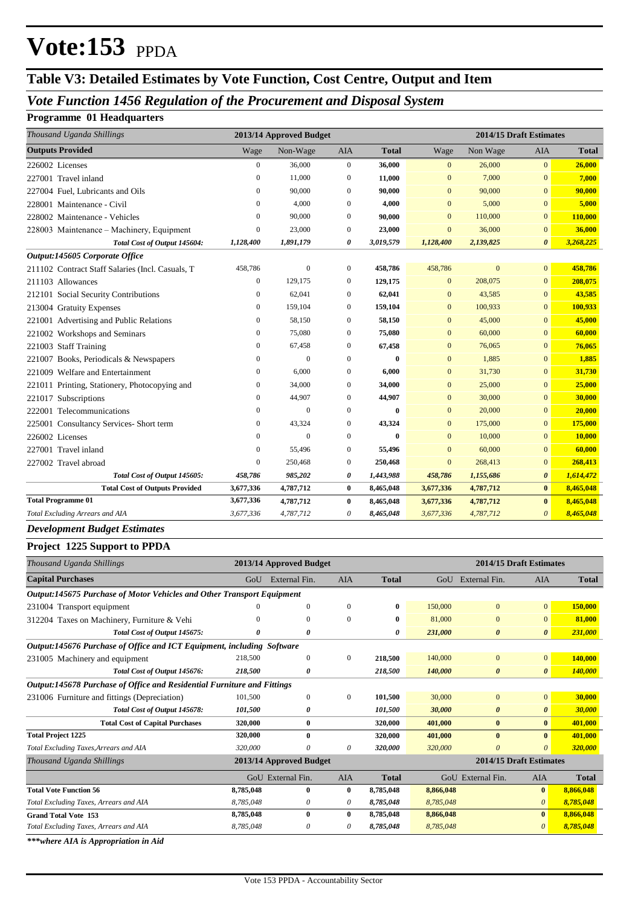# Vote:153 PPDA

## Table V3: Detailed Estimates by Vote Function, Cost Centre, Output and Item

## *Vote Function 1456 Regulation of the Procurement and Disposal System*

### Programme 01 Headquarters

| *Thousand Uganda Shillings* | 2013/14 Approved Budget | | | | 2014/15 Draft Estimates | | | |
|---|---|---|---|---|---|---|---|---|
| **Outputs Provided** | Wage | Non-Wage | AIA | **Total** | Wage | Non Wage | AIA | **Total** |
| 226002 Licenses | 0 | 36,000 | 0 | **36,000** | 0 | 26,000 | 0 | **26,000** |
| 227001 Travel inland | 0 | 11,000 | 0 | **11,000** | 0 | 7,000 | 0 | **7,000** |
| 227004 Fuel, Lubricants and Oils | 0 | 90,000 | 0 | **90,000** | 0 | 90,000 | 0 | **90,000** |
| 228001 Maintenance - Civil | 0 | 4,000 | 0 | **4,000** | 0 | 5,000 | 0 | **5,000** |
| 228002 Maintenance - Vehicles | 0 | 90,000 | 0 | **90,000** | 0 | 110,000 | 0 | **110,000** |
| 228003 Maintenance – Machinery, Equipment | 0 | 23,000 | 0 | **23,000** | 0 | 36,000 | 0 | **36,000** |
| ***Total Cost of Output 145604:*** | ***1,128,400*** | ***1,891,179*** | ***0*** | ***3,019,579*** | ***1,128,400*** | ***2,139,825*** | ***0*** | ***3,268,225*** |
| ***Output:145605 Corporate Office*** | | | | | | | | |
| 211102 Contract Staff Salaries (Incl. Casuals, T | 458,786 | 0 | 0 | **458,786** | 458,786 | 0 | 0 | **458,786** |
| 211103 Allowances | 0 | 129,175 | 0 | **129,175** | 0 | 208,075 | 0 | **208,075** |
| 212101 Social Security Contributions | 0 | 62,041 | 0 | **62,041** | 0 | 43,585 | 0 | **43,585** |
| 213004 Gratuity Expenses | 0 | 159,104 | 0 | **159,104** | 0 | 100,933 | 0 | **100,933** |
| 221001 Advertising and Public Relations | 0 | 58,150 | 0 | **58,150** | 0 | 45,000 | 0 | **45,000** |
| 221002 Workshops and Seminars | 0 | 75,080 | 0 | **75,080** | 0 | 60,000 | 0 | **60,000** |
| 221003 Staff Training | 0 | 67,458 | 0 | **67,458** | 0 | 76,065 | 0 | **76,065** |
| 221007 Books, Periodicals & Newspapers | 0 | 0 | 0 | **0** | 0 | 1,885 | 0 | **1,885** |
| 221009 Welfare and Entertainment | 0 | 6,000 | 0 | **6,000** | 0 | 31,730 | 0 | **31,730** |
| 221011 Printing, Stationery, Photocopying and | 0 | 34,000 | 0 | **34,000** | 0 | 25,000 | 0 | **25,000** |
| 221017 Subscriptions | 0 | 44,907 | 0 | **44,907** | 0 | 30,000 | 0 | **30,000** |
| 222001 Telecommunications | 0 | 0 | 0 | **0** | 0 | 20,000 | 0 | **20,000** |
| 225001 Consultancy Services- Short term | 0 | 43,324 | 0 | **43,324** | 0 | 175,000 | 0 | **175,000** |
| 226002 Licenses | 0 | 0 | 0 | **0** | 0 | 10,000 | 0 | **10,000** |
| 227001 Travel inland | 0 | 55,496 | 0 | **55,496** | 0 | 60,000 | 0 | **60,000** |
| 227002 Travel abroad | 0 | 250,468 | 0 | **250,468** | 0 | 268,413 | 0 | **268,413** |
| ***Total Cost of Output 145605:*** | ***458,786*** | ***985,202*** | ***0*** | ***1,443,988*** | ***458,786*** | ***1,155,686*** | ***0*** | ***1,614,472*** |
| **Total Cost of Outputs Provided** | **3,677,336** | **4,787,712** | **0** | **8,465,048** | **3,677,336** | **4,787,712** | **0** | **8,465,048** |
| **Total Programme 01** | **3,677,336** | **4,787,712** | **0** | **8,465,048** | **3,677,336** | **4,787,712** | **0** | **8,465,048** |
| *Total Excluding Arrears and AIA* | *3,677,336* | *4,787,712* | *0* | *8,465,048* | *3,677,336* | *4,787,712* | *0* | *8,465,048* |

### *Development Budget Estimates*

### Project 1225 Support to PPDA

| *Thousand Uganda Shillings* | 2013/14 Approved Budget | | | | 2014/15 Draft Estimates | | | |
|---|---|---|---|---|---|---|---|---|
| **Capital Purchases** | GoU | External Fin. | AIA | **Total** | GoU | External Fin. | AIA | **Total** |
| ***Output:145675 Purchase of Motor Vehicles and Other Transport Equipment*** | | | | | | | | |
| 231004 Transport equipment | 0 | 0 | 0 | **0** | 150,000 | 0 | 0 | **150,000** |
| 312204 Taxes on Machinery, Furniture & Vehi | 0 | 0 | 0 | **0** | 81,000 | 0 | 0 | **81,000** |
| ***Total Cost of Output 145675:*** | ***0*** | ***0*** | | ***0*** | ***231,000*** | ***0*** | ***0*** | ***231,000*** |
| ***Output:145676 Purchase of Office and ICT Equipment, including Software*** | | | | | | | | |
| 231005 Machinery and equipment | 218,500 | 0 | 0 | **218,500** | 140,000 | 0 | 0 | **140,000** |
| ***Total Cost of Output 145676:*** | ***218,500*** | ***0*** | | ***218,500*** | ***140,000*** | ***0*** | ***0*** | ***140,000*** |
| ***Output:145678 Purchase of Office and Residential Furniture and Fittings*** | | | | | | | | |
| 231006 Furniture and fittings (Depreciation) | 101,500 | 0 | 0 | **101,500** | 30,000 | 0 | 0 | **30,000** |
| ***Total Cost of Output 145678:*** | ***101,500*** | ***0*** | | ***101,500*** | ***30,000*** | ***0*** | ***0*** | ***30,000*** |
| **Total Cost of Capital Purchases** | **320,000** | **0** | | **320,000** | **401,000** | **0** | **0** | **401,000** |
| **Total Project 1225** | **320,000** | **0** | | **320,000** | **401,000** | **0** | **0** | **401,000** |
| *Total Excluding Taxes,Arrears and AIA* | *320,000* | *0* | *0* | *320,000* | *320,000* | *0* | *0* | *320,000* |

| *Thousand Uganda Shillings* | 2013/14 Approved Budget | | | | 2014/15 Draft Estimates | | | |
|---|---|---|---|---|---|---|---|---|
| | GoU | External Fin. | AIA | **Total** | GoU | External Fin. | AIA | **Total** |
| **Total Vote Function 56** | **8,785,048** | **0** | **0** | **8,785,048** | **8,866,048** | | **0** | **8,866,048** |
| *Total Excluding Taxes, Arrears and AIA* | *8,785,048* | *0* | *0* | *8,785,048* | *8,785,048* | | *0* | *8,785,048* |
| **Grand Total Vote 153** | **8,785,048** | **0** | **0** | **8,785,048** | **8,866,048** | | **0** | **8,866,048** |
| *Total Excluding Taxes, Arrears and AIA* | *8,785,048* | *0* | *0* | *8,785,048* | *8,785,048* | | *0* | *8,785,048* |

***\*\*\*where AIA is Appropriation in Aid***